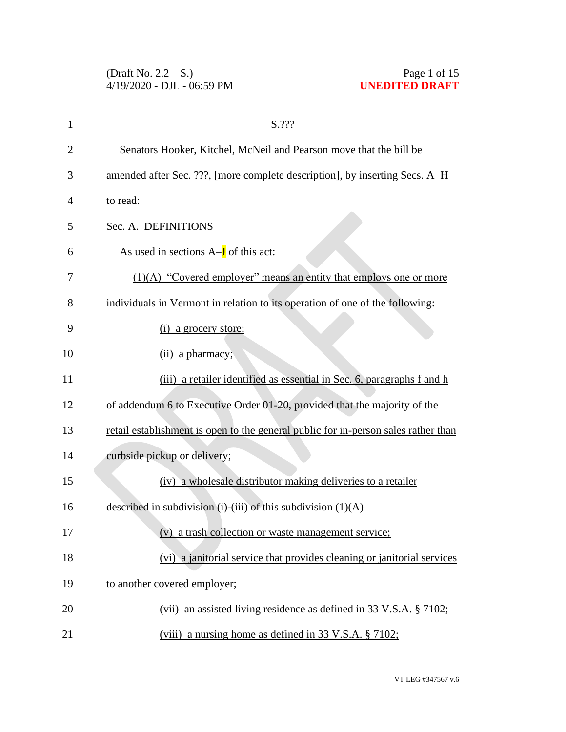S.???

Senators Hooker, Kitchel, McNeil and Pearson move that the bill be amended after Sec. ???, [more complete description], by inserting Secs. A–H to read:

Sec. A. DEFINITIONS

As used in sections A–J of this act:

(1)(A) "Covered employer" means an entity that employs one or more individuals in Vermont in relation to its operation of one of the following:

(i) a grocery store;

(ii) a pharmacy;

(iii) a retailer identified as essential in Sec. 6, paragraphs f and h of addendum 6 to Executive Order 01-20, provided that the majority of the retail establishment is open to the general public for in-person sales rather than curbside pickup or delivery;

(iv) a wholesale distributor making deliveries to a retailer described in subdivision (i)-(iii) of this subdivision (1)(A)

(v) a trash collection or waste management service;

(vi) a janitorial service that provides cleaning or janitorial services to another covered employer;

(vii) an assisted living residence as defined in 33 V.S.A. § 7102;

(viii) a nursing home as defined in 33 V.S.A. § 7102;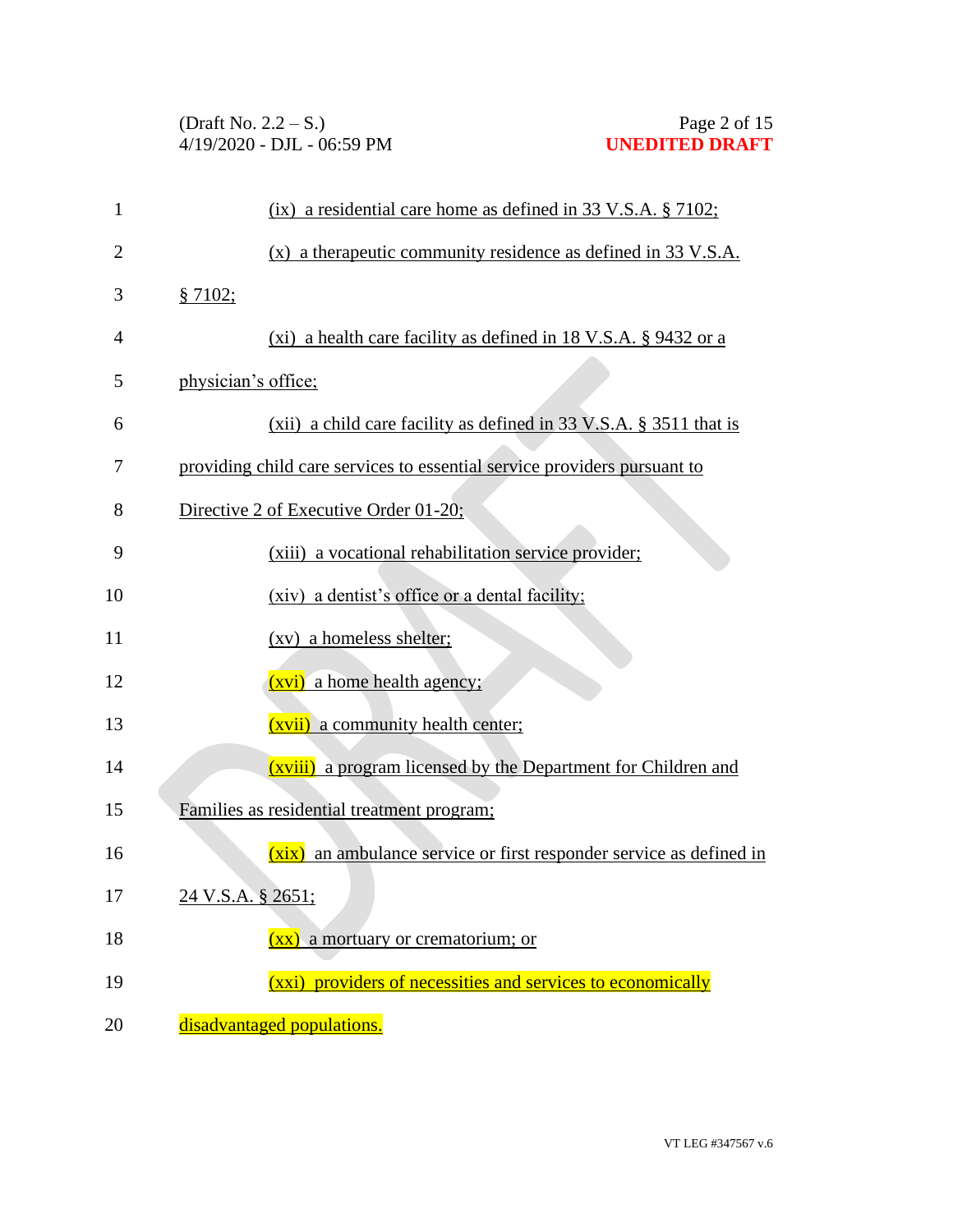(ix) a residential care home as defined in 33 V.S.A. § 7102;

(x) a therapeutic community residence as defined in 33 V.S.A. § 7102;

(xi) a health care facility as defined in 18 V.S.A. § 9432 or a physician's office;

(xii) a child care facility as defined in 33 V.S.A. § 3511 that is providing child care services to essential service providers pursuant to Directive 2 of Executive Order 01-20;

(xiii) a vocational rehabilitation service provider;

(xiv) a dentist's office or a dental facility;

(xv) a homeless shelter;

(xvi) a home health agency;

(xvii) a community health center;

(xviii) a program licensed by the Department for Children and Families as residential treatment program;

(xix) an ambulance service or first responder service as defined in 24 V.S.A. § 2651;

(xx) a mortuary or crematorium; or

(xxi) providers of necessities and services to economically disadvantaged populations.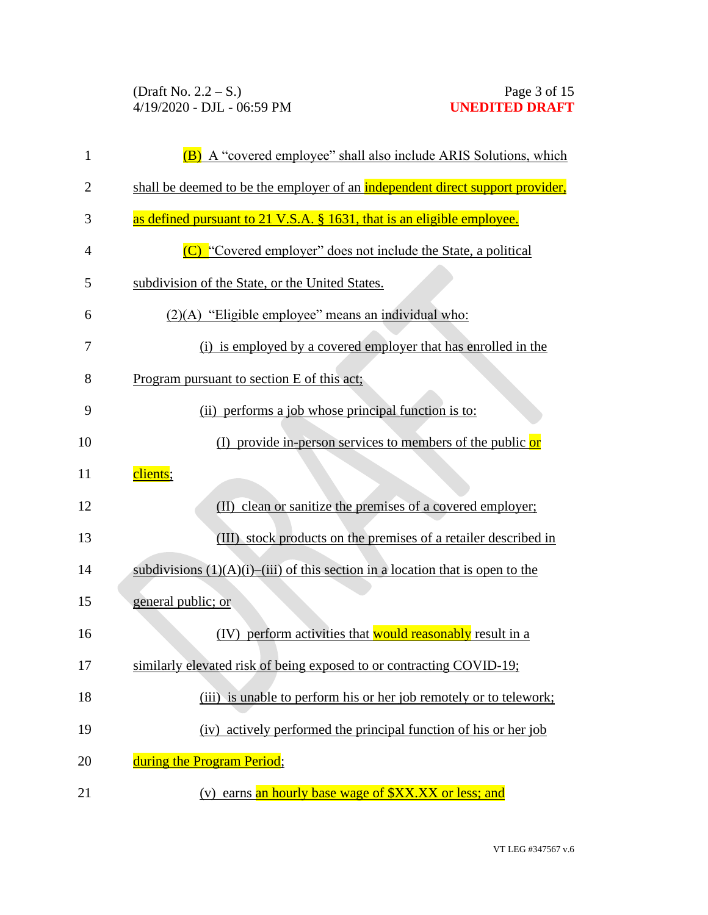(B) A "covered employee" shall also include ARIS Solutions, which shall be deemed to be the employer of an independent direct support provider, as defined pursuant to 21 V.S.A. § 1631, that is an eligible employee.

(C) "Covered employer" does not include the State, a political subdivision of the State, or the United States.

(2)(A) "Eligible employee" means an individual who:

(i) is employed by a covered employer that has enrolled in the Program pursuant to section E of this act;

(ii) performs a job whose principal function is to:

(I) provide in-person services to members of the public or clients;

(II) clean or sanitize the premises of a covered employer;

(III) stock products on the premises of a retailer described in subdivisions (1)(A)(i)–(iii) of this section in a location that is open to the general public; or

(IV) perform activities that would reasonably result in a similarly elevated risk of being exposed to or contracting COVID-19;

(iii) is unable to perform his or her job remotely or to telework;

(iv) actively performed the principal function of his or her job during the Program Period;

(v) earns an hourly base wage of $XX.XX or less; and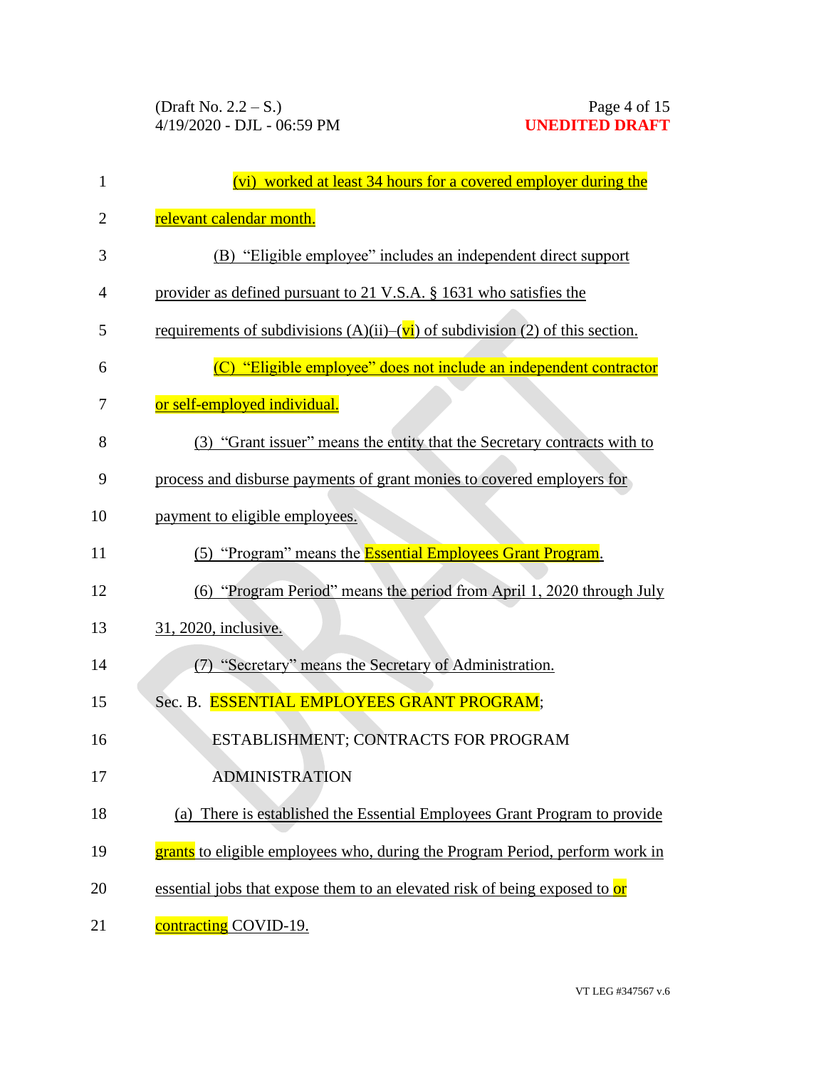(vi) worked at least 34 hours for a covered employer during the relevant calendar month.

(B) "Eligible employee" includes an independent direct support provider as defined pursuant to 21 V.S.A. § 1631 who satisfies the requirements of subdivisions (A)(ii)–(vi) of subdivision (2) of this section.

(C) "Eligible employee" does not include an independent contractor or self-employed individual.

(3) "Grant issuer" means the entity that the Secretary contracts with to process and disburse payments of grant monies to covered employers for payment to eligible employees.

(5) "Program" means the Essential Employees Grant Program.

(6) "Program Period" means the period from April 1, 2020 through July 31, 2020, inclusive.

(7) "Secretary" means the Secretary of Administration.

Sec. B. ESSENTIAL EMPLOYEES GRANT PROGRAM; ESTABLISHMENT; CONTRACTS FOR PROGRAM ADMINISTRATION

(a) There is established the Essential Employees Grant Program to provide grants to eligible employees who, during the Program Period, perform work in essential jobs that expose them to an elevated risk of being exposed to or contracting COVID-19.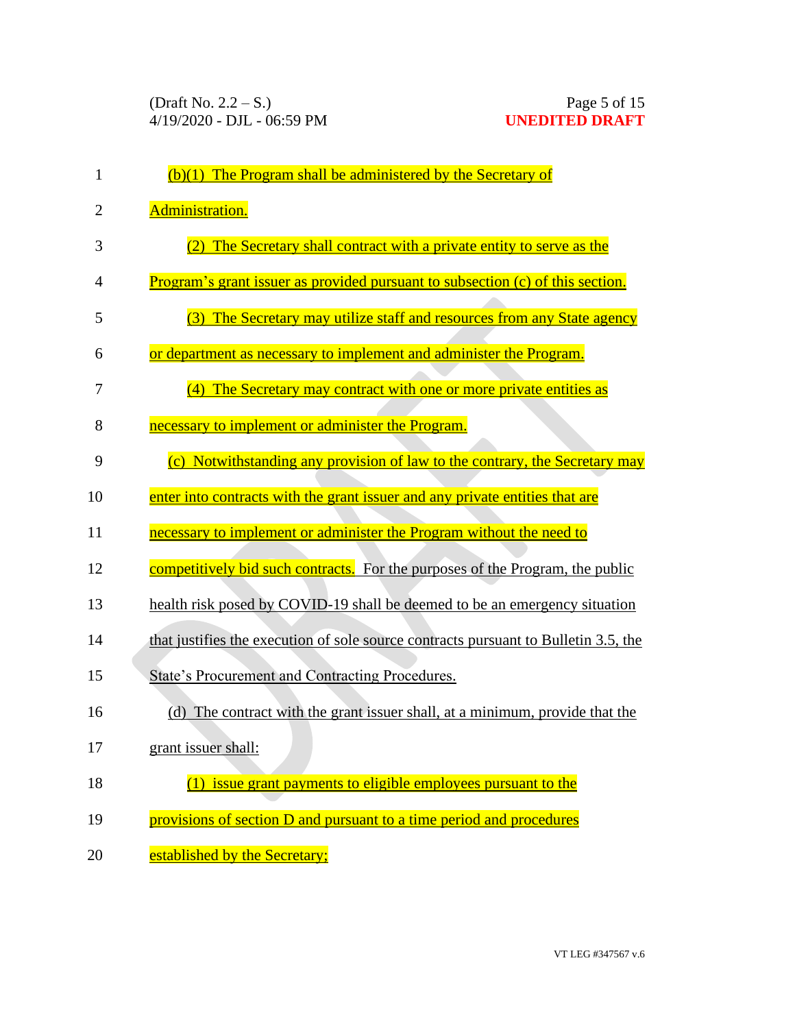(b)(1) The Program shall be administered by the Secretary of Administration.

(2) The Secretary shall contract with a private entity to serve as the Program's grant issuer as provided pursuant to subsection (c) of this section.

(3) The Secretary may utilize staff and resources from any State agency or department as necessary to implement and administer the Program.

(4) The Secretary may contract with one or more private entities as necessary to implement or administer the Program.

(c) Notwithstanding any provision of law to the contrary, the Secretary may enter into contracts with the grant issuer and any private entities that are necessary to implement or administer the Program without the need to competitively bid such contracts. For the purposes of the Program, the public health risk posed by COVID-19 shall be deemed to be an emergency situation that justifies the execution of sole source contracts pursuant to Bulletin 3.5, the State's Procurement and Contracting Procedures.

(d) The contract with the grant issuer shall, at a minimum, provide that the grant issuer shall:

(1) issue grant payments to eligible employees pursuant to the provisions of section D and pursuant to a time period and procedures established by the Secretary;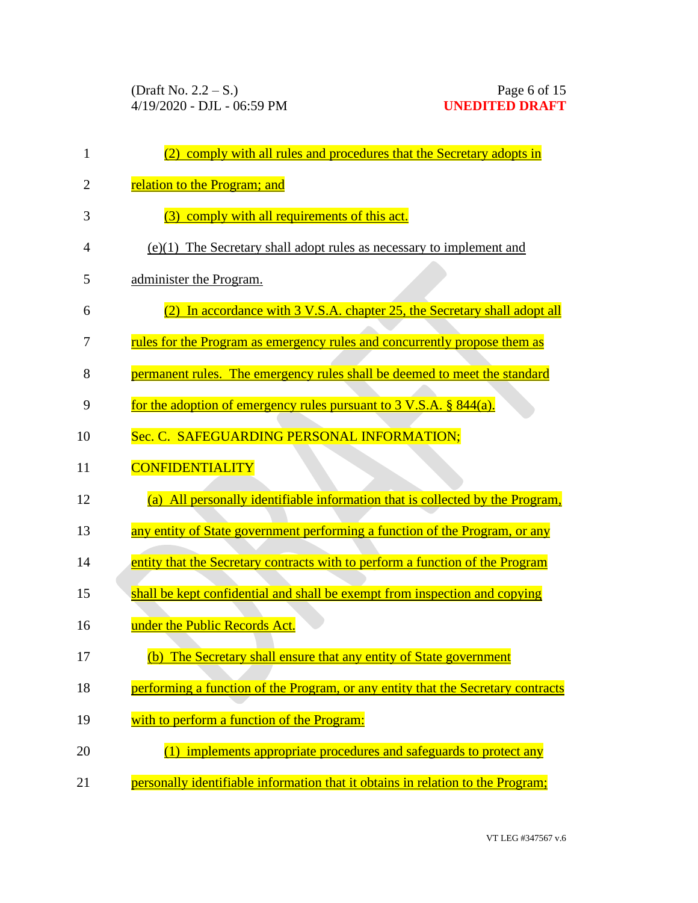(2) comply with all rules and procedures that the Secretary adopts in relation to the Program; and

(3) comply with all requirements of this act.

(e)(1) The Secretary shall adopt rules as necessary to implement and administer the Program.

(2) In accordance with 3 V.S.A. chapter 25, the Secretary shall adopt all rules for the Program as emergency rules and concurrently propose them as permanent rules. The emergency rules shall be deemed to meet the standard for the adoption of emergency rules pursuant to 3 V.S.A. § 844(a).

Sec. C. SAFEGUARDING PERSONAL INFORMATION; CONFIDENTIALITY

(a) All personally identifiable information that is collected by the Program, any entity of State government performing a function of the Program, or any entity that the Secretary contracts with to perform a function of the Program shall be kept confidential and shall be exempt from inspection and copying under the Public Records Act.

(b) The Secretary shall ensure that any entity of State government performing a function of the Program, or any entity that the Secretary contracts with to perform a function of the Program:

(1) implements appropriate procedures and safeguards to protect any personally identifiable information that it obtains in relation to the Program;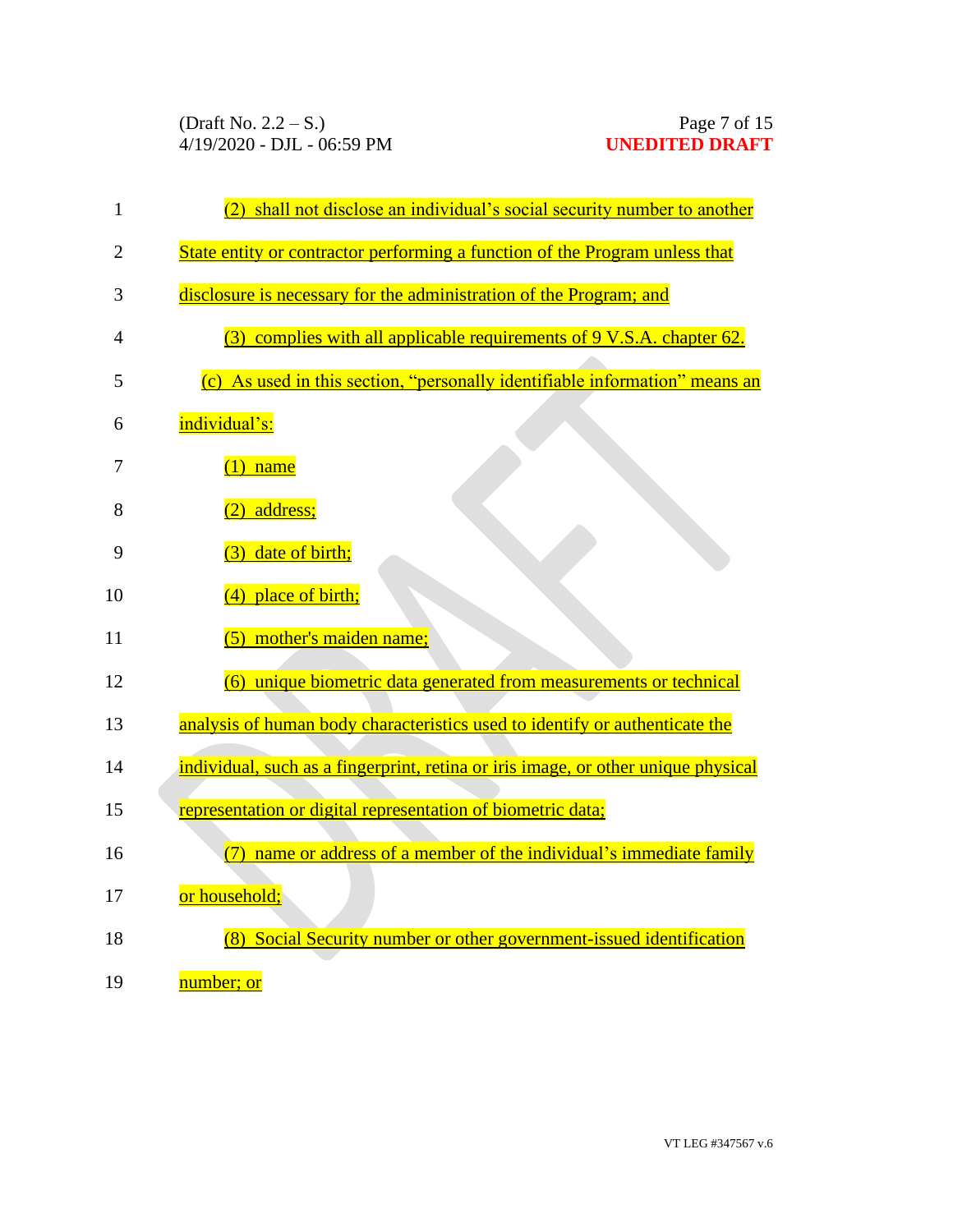(2) shall not disclose an individual's social security number to another State entity or contractor performing a function of the Program unless that disclosure is necessary for the administration of the Program; and

(3) complies with all applicable requirements of 9 V.S.A. chapter 62.

(c) As used in this section, "personally identifiable information" means an individual's:

(1) name

(2) address;

(3) date of birth;

(4) place of birth;

(5) mother's maiden name;

(6) unique biometric data generated from measurements or technical analysis of human body characteristics used to identify or authenticate the individual, such as a fingerprint, retina or iris image, or other unique physical representation or digital representation of biometric data;

(7) name or address of a member of the individual's immediate family or household;

(8) Social Security number or other government-issued identification number; or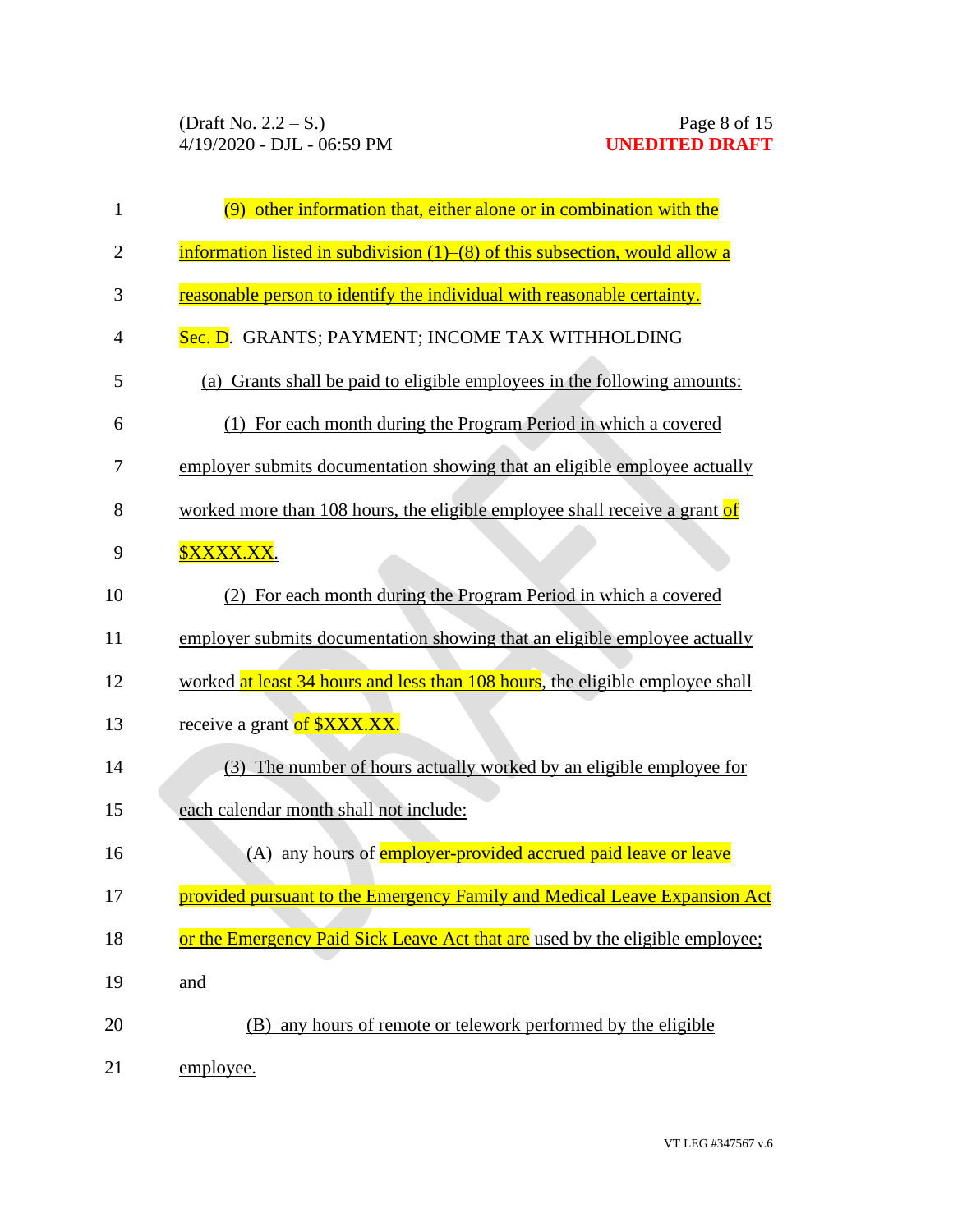(9) other information that, either alone or in combination with the information listed in subdivision (1)–(8) of this subsection, would allow a reasonable person to identify the individual with reasonable certainty.

Sec. D. GRANTS; PAYMENT; INCOME TAX WITHHOLDING

(a) Grants shall be paid to eligible employees in the following amounts:

(1) For each month during the Program Period in which a covered employer submits documentation showing that an eligible employee actually worked more than 108 hours, the eligible employee shall receive a grant of $XXXX.XX.

(2) For each month during the Program Period in which a covered employer submits documentation showing that an eligible employee actually worked at least 34 hours and less than 108 hours, the eligible employee shall receive a grant of $XXX.XX.

(3) The number of hours actually worked by an eligible employee for each calendar month shall not include:

(A) any hours of employer-provided accrued paid leave or leave provided pursuant to the Emergency Family and Medical Leave Expansion Act or the Emergency Paid Sick Leave Act that are used by the eligible employee; and

(B) any hours of remote or telework performed by the eligible employee.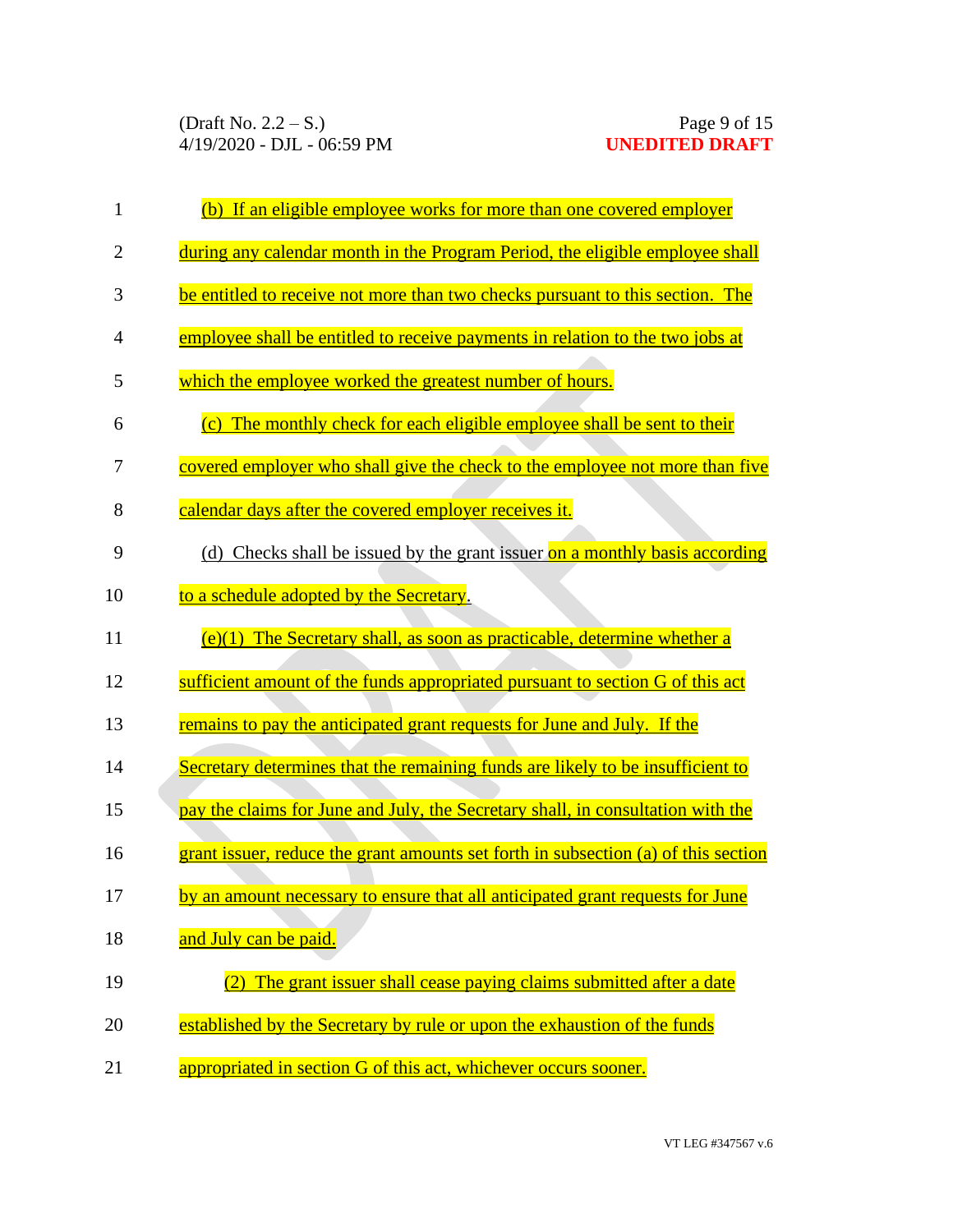(b) If an eligible employee works for more than one covered employer during any calendar month in the Program Period, the eligible employee shall be entitled to receive not more than two checks pursuant to this section. The employee shall be entitled to receive payments in relation to the two jobs at which the employee worked the greatest number of hours.

(c) The monthly check for each eligible employee shall be sent to their covered employer who shall give the check to the employee not more than five calendar days after the covered employer receives it.

(d) Checks shall be issued by the grant issuer on a monthly basis according to a schedule adopted by the Secretary.

(e)(1) The Secretary shall, as soon as practicable, determine whether a sufficient amount of the funds appropriated pursuant to section G of this act remains to pay the anticipated grant requests for June and July. If the Secretary determines that the remaining funds are likely to be insufficient to pay the claims for June and July, the Secretary shall, in consultation with the grant issuer, reduce the grant amounts set forth in subsection (a) of this section by an amount necessary to ensure that all anticipated grant requests for June and July can be paid.

(2) The grant issuer shall cease paying claims submitted after a date established by the Secretary by rule or upon the exhaustion of the funds appropriated in section G of this act, whichever occurs sooner.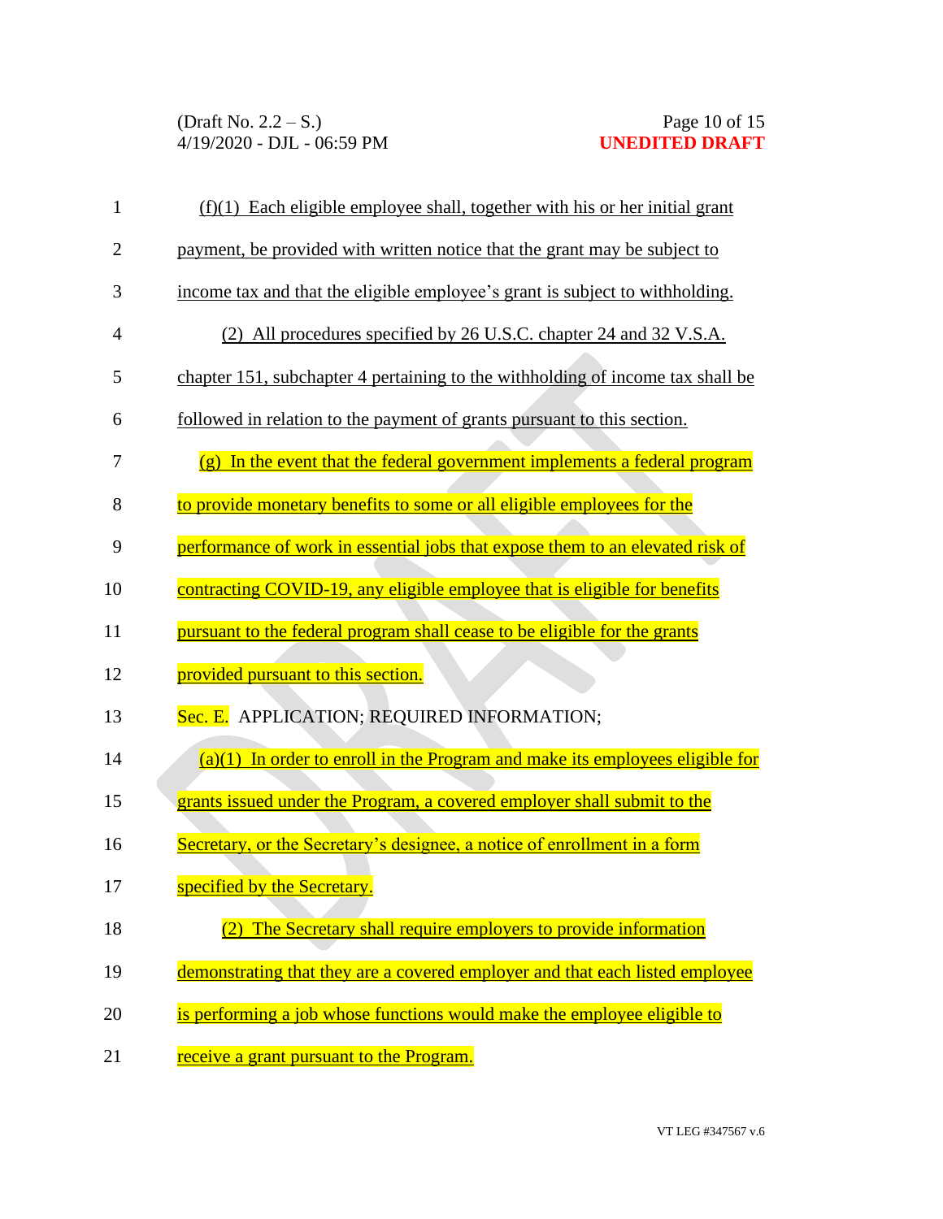(f)(1) Each eligible employee shall, together with his or her initial grant payment, be provided with written notice that the grant may be subject to income tax and that the eligible employee's grant is subject to withholding.

(2) All procedures specified by 26 U.S.C. chapter 24 and 32 V.S.A. chapter 151, subchapter 4 pertaining to the withholding of income tax shall be followed in relation to the payment of grants pursuant to this section.

(g) In the event that the federal government implements a federal program to provide monetary benefits to some or all eligible employees for the performance of work in essential jobs that expose them to an elevated risk of contracting COVID-19, any eligible employee that is eligible for benefits pursuant to the federal program shall cease to be eligible for the grants provided pursuant to this section.

Sec. E. APPLICATION; REQUIRED INFORMATION;

(a)(1) In order to enroll in the Program and make its employees eligible for grants issued under the Program, a covered employer shall submit to the Secretary, or the Secretary's designee, a notice of enrollment in a form specified by the Secretary.

(2) The Secretary shall require employers to provide information demonstrating that they are a covered employer and that each listed employee is performing a job whose functions would make the employee eligible to receive a grant pursuant to the Program.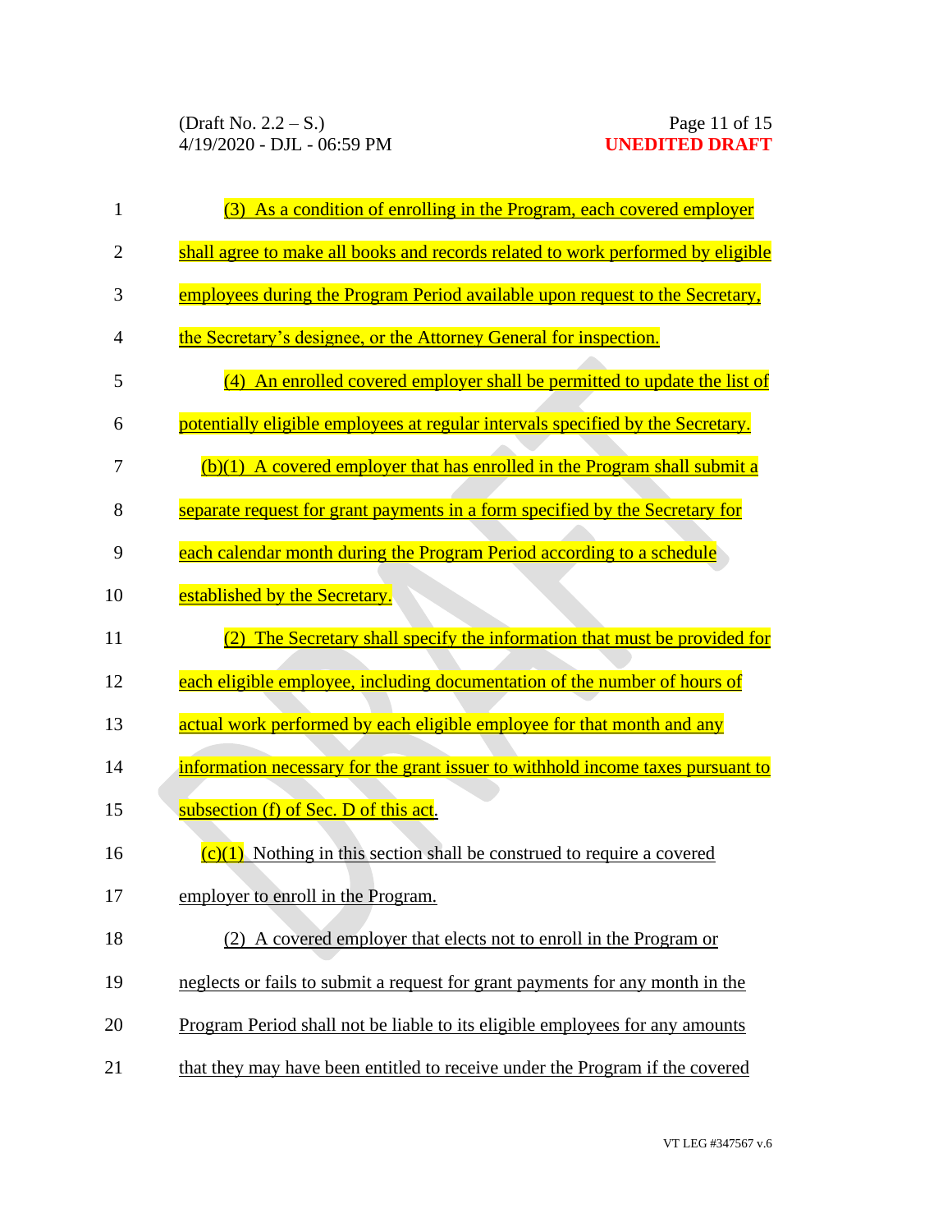(3) As a condition of enrolling in the Program, each covered employer shall agree to make all books and records related to work performed by eligible employees during the Program Period available upon request to the Secretary, the Secretary's designee, or the Attorney General for inspection.

(4) An enrolled covered employer shall be permitted to update the list of potentially eligible employees at regular intervals specified by the Secretary.

(b)(1) A covered employer that has enrolled in the Program shall submit a separate request for grant payments in a form specified by the Secretary for each calendar month during the Program Period according to a schedule established by the Secretary.

(2) The Secretary shall specify the information that must be provided for each eligible employee, including documentation of the number of hours of actual work performed by each eligible employee for that month and any information necessary for the grant issuer to withhold income taxes pursuant to subsection (f) of Sec. D of this act.

(c)(1) Nothing in this section shall be construed to require a covered employer to enroll in the Program.

(2) A covered employer that elects not to enroll in the Program or neglects or fails to submit a request for grant payments for any month in the Program Period shall not be liable to its eligible employees for any amounts that they may have been entitled to receive under the Program if the covered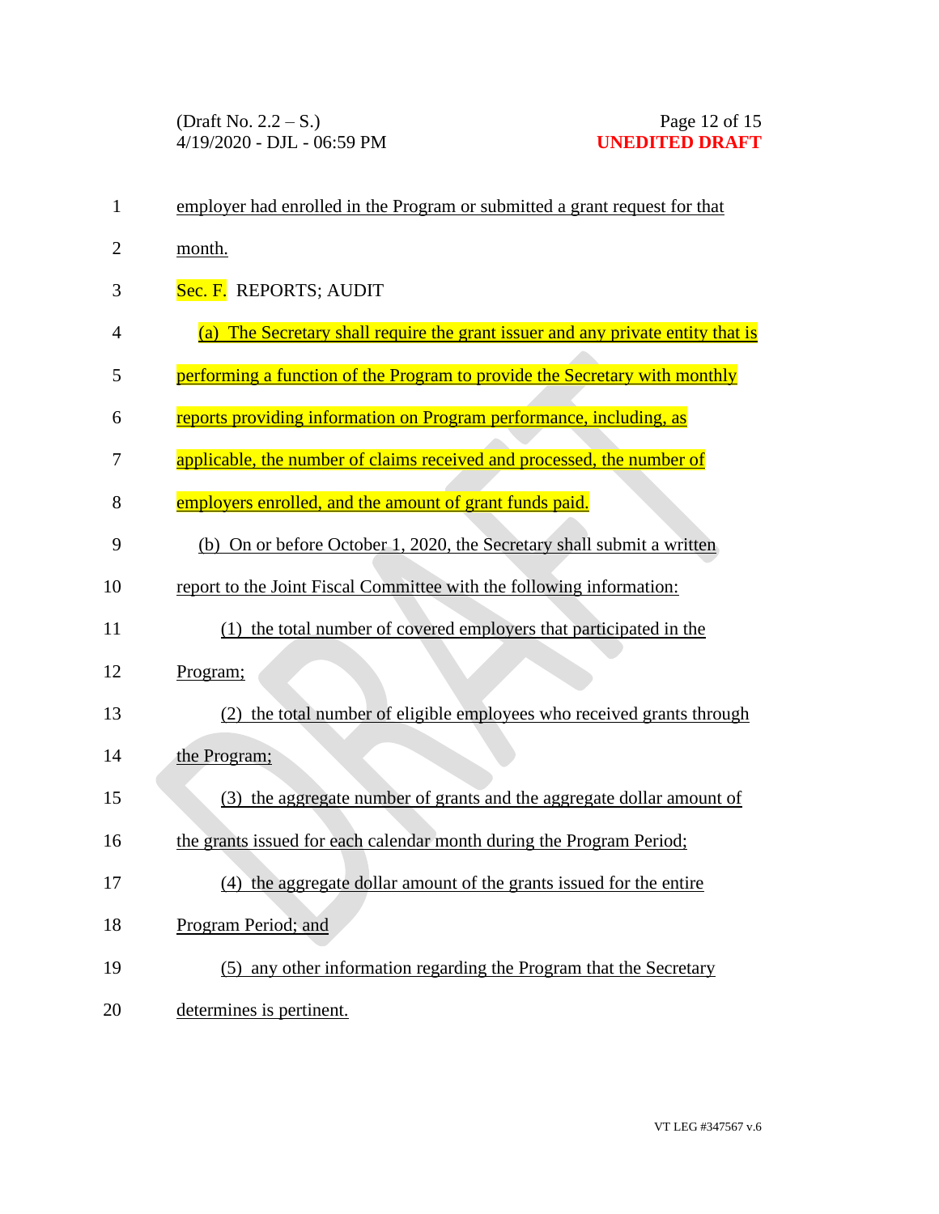employer had enrolled in the Program or submitted a grant request for that month.

Sec. F. REPORTS; AUDIT

(a) The Secretary shall require the grant issuer and any private entity that is performing a function of the Program to provide the Secretary with monthly reports providing information on Program performance, including, as applicable, the number of claims received and processed, the number of employers enrolled, and the amount of grant funds paid.

(b) On or before October 1, 2020, the Secretary shall submit a written report to the Joint Fiscal Committee with the following information:

(1) the total number of covered employers that participated in the Program;

(2) the total number of eligible employees who received grants through the Program;

(3) the aggregate number of grants and the aggregate dollar amount of the grants issued for each calendar month during the Program Period;

(4) the aggregate dollar amount of the grants issued for the entire Program Period; and

(5) any other information regarding the Program that the Secretary determines is pertinent.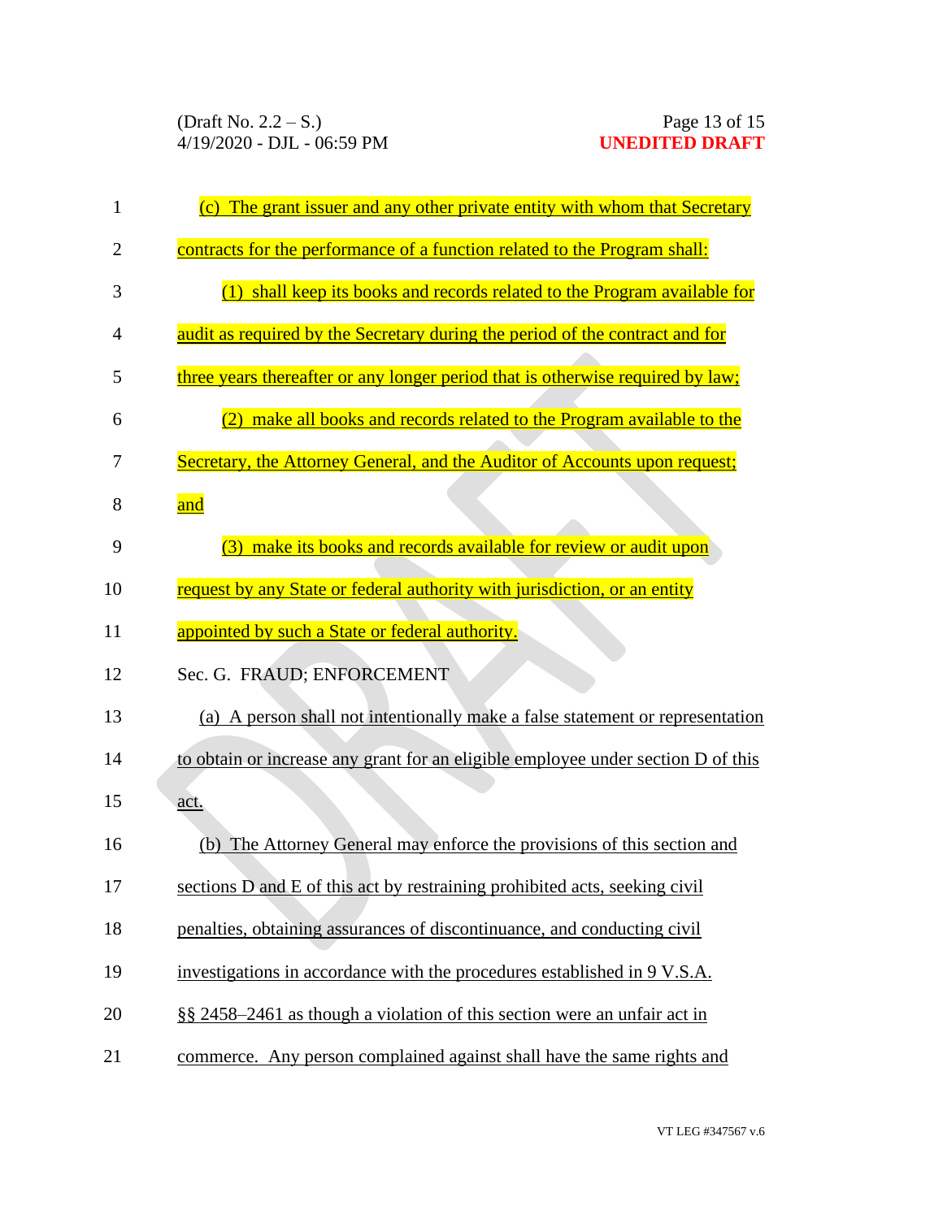(c) The grant issuer and any other private entity with whom that Secretary contracts for the performance of a function related to the Program shall:

(1) shall keep its books and records related to the Program available for audit as required by the Secretary during the period of the contract and for three years thereafter or any longer period that is otherwise required by law;

(2) make all books and records related to the Program available to the Secretary, the Attorney General, and the Auditor of Accounts upon request; and

(3) make its books and records available for review or audit upon request by any State or federal authority with jurisdiction, or an entity appointed by such a State or federal authority.

Sec. G. FRAUD; ENFORCEMENT

(a) A person shall not intentionally make a false statement or representation to obtain or increase any grant for an eligible employee under section D of this act.

(b) The Attorney General may enforce the provisions of this section and sections D and E of this act by restraining prohibited acts, seeking civil penalties, obtaining assurances of discontinuance, and conducting civil investigations in accordance with the procedures established in 9 V.S.A. §§ 2458–2461 as though a violation of this section were an unfair act in commerce. Any person complained against shall have the same rights and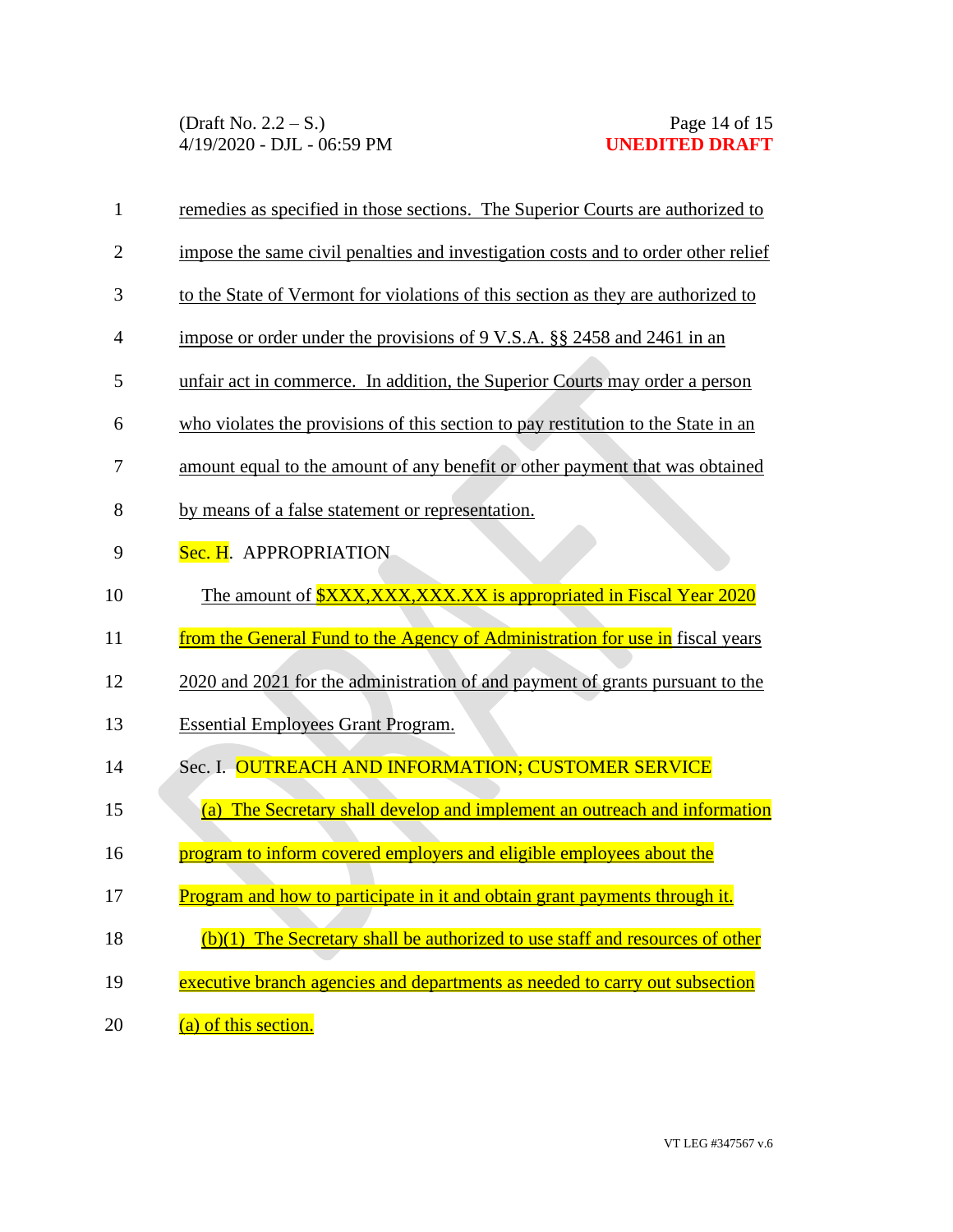remedies as specified in those sections. The Superior Courts are authorized to impose the same civil penalties and investigation costs and to order other relief to the State of Vermont for violations of this section as they are authorized to impose or order under the provisions of 9 V.S.A. §§ 2458 and 2461 in an unfair act in commerce. In addition, the Superior Courts may order a person who violates the provisions of this section to pay restitution to the State in an amount equal to the amount of any benefit or other payment that was obtained by means of a false statement or representation.

Sec. H. APPROPRIATION

The amount of $XXX,XXX,XXX.XX is appropriated in Fiscal Year 2020 from the General Fund to the Agency of Administration for use in fiscal years 2020 and 2021 for the administration of and payment of grants pursuant to the Essential Employees Grant Program.

Sec. I. OUTREACH AND INFORMATION; CUSTOMER SERVICE

(a) The Secretary shall develop and implement an outreach and information program to inform covered employers and eligible employees about the Program and how to participate in it and obtain grant payments through it.

(b)(1) The Secretary shall be authorized to use staff and resources of other executive branch agencies and departments as needed to carry out subsection (a) of this section.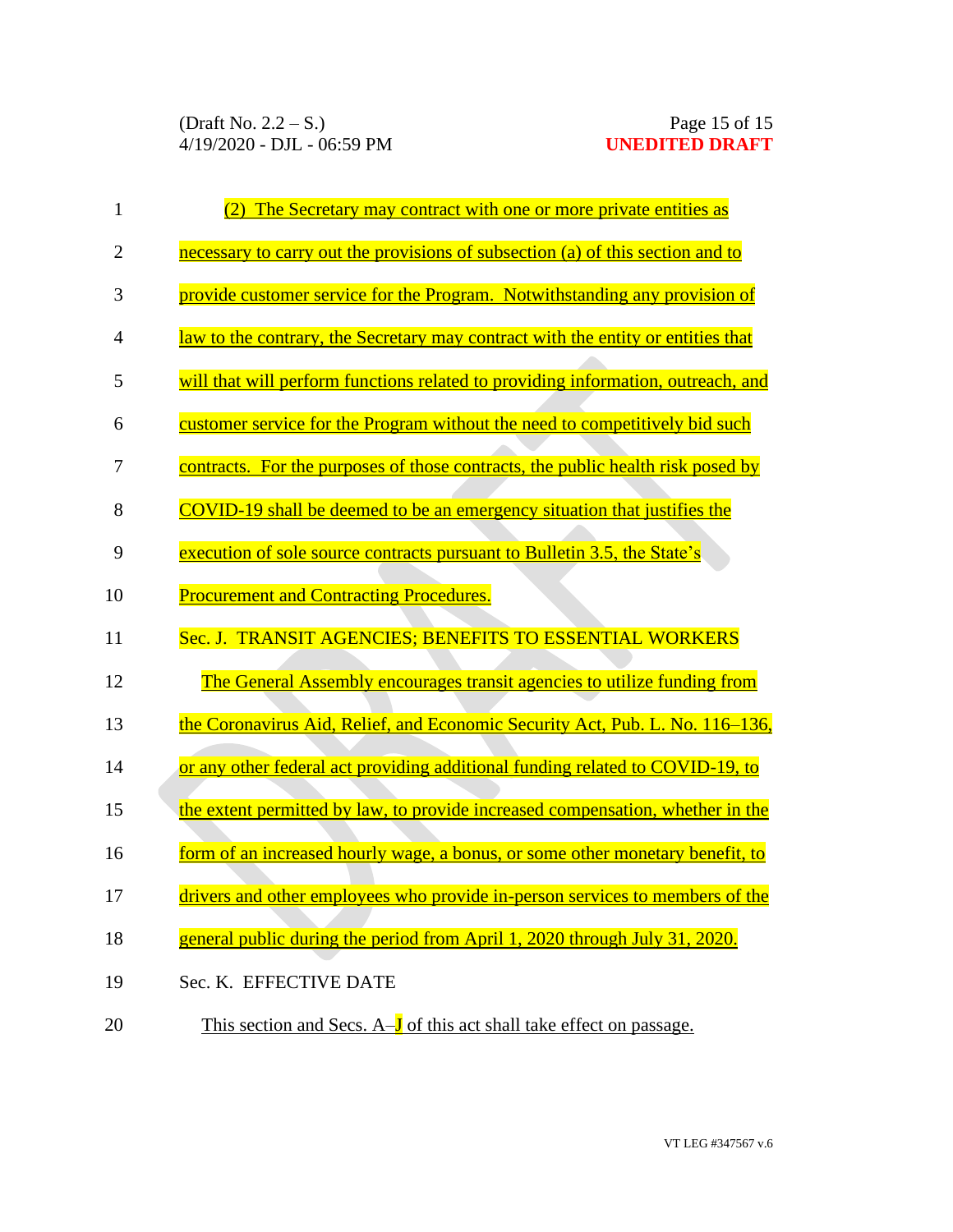(2) The Secretary may contract with one or more private entities as necessary to carry out the provisions of subsection (a) of this section and to provide customer service for the Program. Notwithstanding any provision of law to the contrary, the Secretary may contract with the entity or entities that will that will perform functions related to providing information, outreach, and customer service for the Program without the need to competitively bid such contracts. For the purposes of those contracts, the public health risk posed by COVID-19 shall be deemed to be an emergency situation that justifies the execution of sole source contracts pursuant to Bulletin 3.5, the State's Procurement and Contracting Procedures.

Sec. J. TRANSIT AGENCIES; BENEFITS TO ESSENTIAL WORKERS

The General Assembly encourages transit agencies to utilize funding from the Coronavirus Aid, Relief, and Economic Security Act, Pub. L. No. 116–136, or any other federal act providing additional funding related to COVID-19, to the extent permitted by law, to provide increased compensation, whether in the form of an increased hourly wage, a bonus, or some other monetary benefit, to drivers and other employees who provide in-person services to members of the general public during the period from April 1, 2020 through July 31, 2020.

Sec. K. EFFECTIVE DATE

This section and Secs. A–J of this act shall take effect on passage.